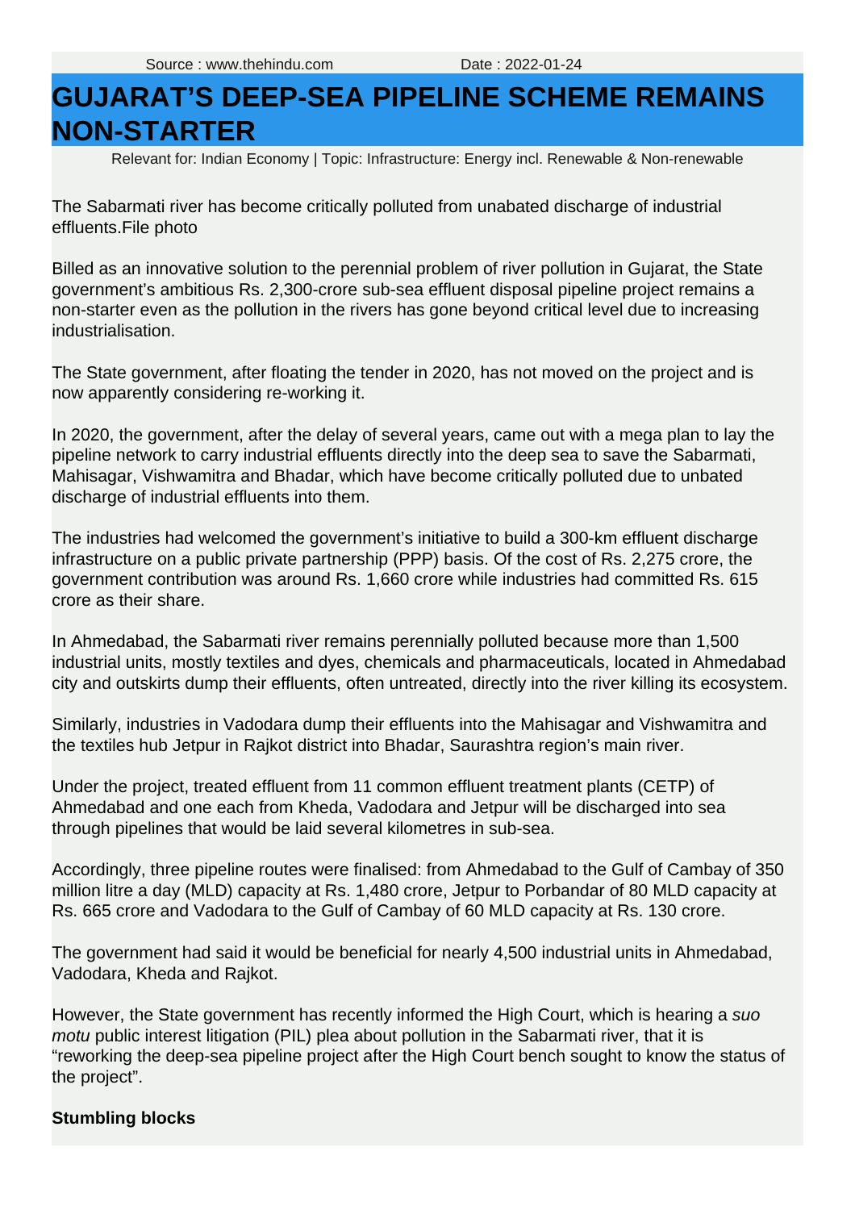Source : www.thehindu.com Date : 2022-01-24

# GUJARAT'S DEEP-SEA PIPELINE SCHEME REMAINS NON-STARTER

Relevant for: Indian Economy | Topic: Infrastructure: Energy incl. Renewable & Non-renewable

The Sabarmati river has become critically polluted from unabated discharge of industrial effluents.File photo

Billed as an innovative solution to the perennial problem of river pollution in Gujarat, the State government's ambitious Rs. 2,300-crore sub-sea effluent disposal pipeline project remains a non-starter even as the pollution in the rivers has gone beyond critical level due to increasing industrialisation.

The State government, after floating the tender in 2020, has not moved on the project and is now apparently considering re-working it.

In 2020, the government, after the delay of several years, came out with a mega plan to lay the pipeline network to carry industrial effluents directly into the deep sea to save the Sabarmati, Mahisagar, Vishwamitra and Bhadar, which have become critically polluted due to unbated discharge of industrial effluents into them.

The industries had welcomed the government's initiative to build a 300-km effluent discharge infrastructure on a public private partnership (PPP) basis. Of the cost of Rs. 2,275 crore, the government contribution was around Rs. 1,660 crore while industries had committed Rs. 615 crore as their share.

In Ahmedabad, the Sabarmati river remains perennially polluted because more than 1,500 industrial units, mostly textiles and dyes, chemicals and pharmaceuticals, located in Ahmedabad city and outskirts dump their effluents, often untreated, directly into the river killing its ecosystem.

Similarly, industries in Vadodara dump their effluents into the Mahisagar and Vishwamitra and the textiles hub Jetpur in Rajkot district into Bhadar, Saurashtra region's main river.

Under the project, treated effluent from 11 common effluent treatment plants (CETP) of Ahmedabad and one each from Kheda, Vadodara and Jetpur will be discharged into sea through pipelines that would be laid several kilometres in sub-sea.

Accordingly, three pipeline routes were finalised: from Ahmedabad to the Gulf of Cambay of 350 million litre a day (MLD) capacity at Rs. 1,480 crore, Jetpur to Porbandar of 80 MLD capacity at Rs. 665 crore and Vadodara to the Gulf of Cambay of 60 MLD capacity at Rs. 130 crore.

The government had said it would be beneficial for nearly 4,500 industrial units in Ahmedabad, Vadodara, Kheda and Rajkot.

However, the State government has recently informed the High Court, which is hearing a *suo motu* public interest litigation (PIL) plea about pollution in the Sabarmati river, that it is "reworking the deep-sea pipeline project after the High Court bench sought to know the status of the project".

**Stumbling blocks**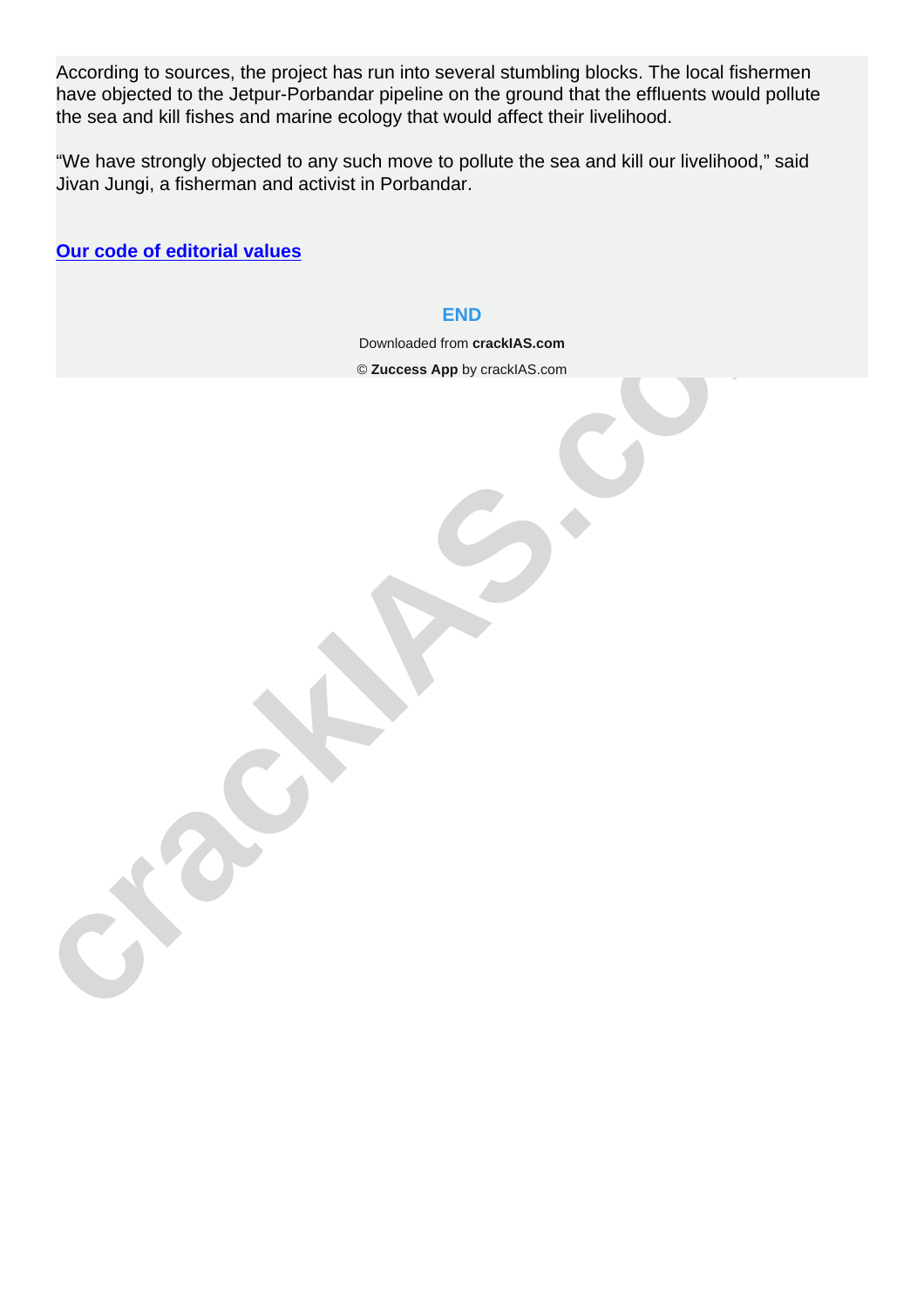According to sources, the project has run into several stumbling blocks. The local fishermen have objected to the Jetpur-Porbandar pipeline on the ground that the effluents would pollute the sea and kill fishes and marine ecology that would affect their livelihood.

"We have strongly objected to any such move to pollute the sea and kill our livelihood," said Jivan Jungi, a fisherman and activist in Porbandar.

**Our code of editorial values**

**END**

Downloaded from **crackIAS.com**

© **Zuccess App** by crackIAS.com